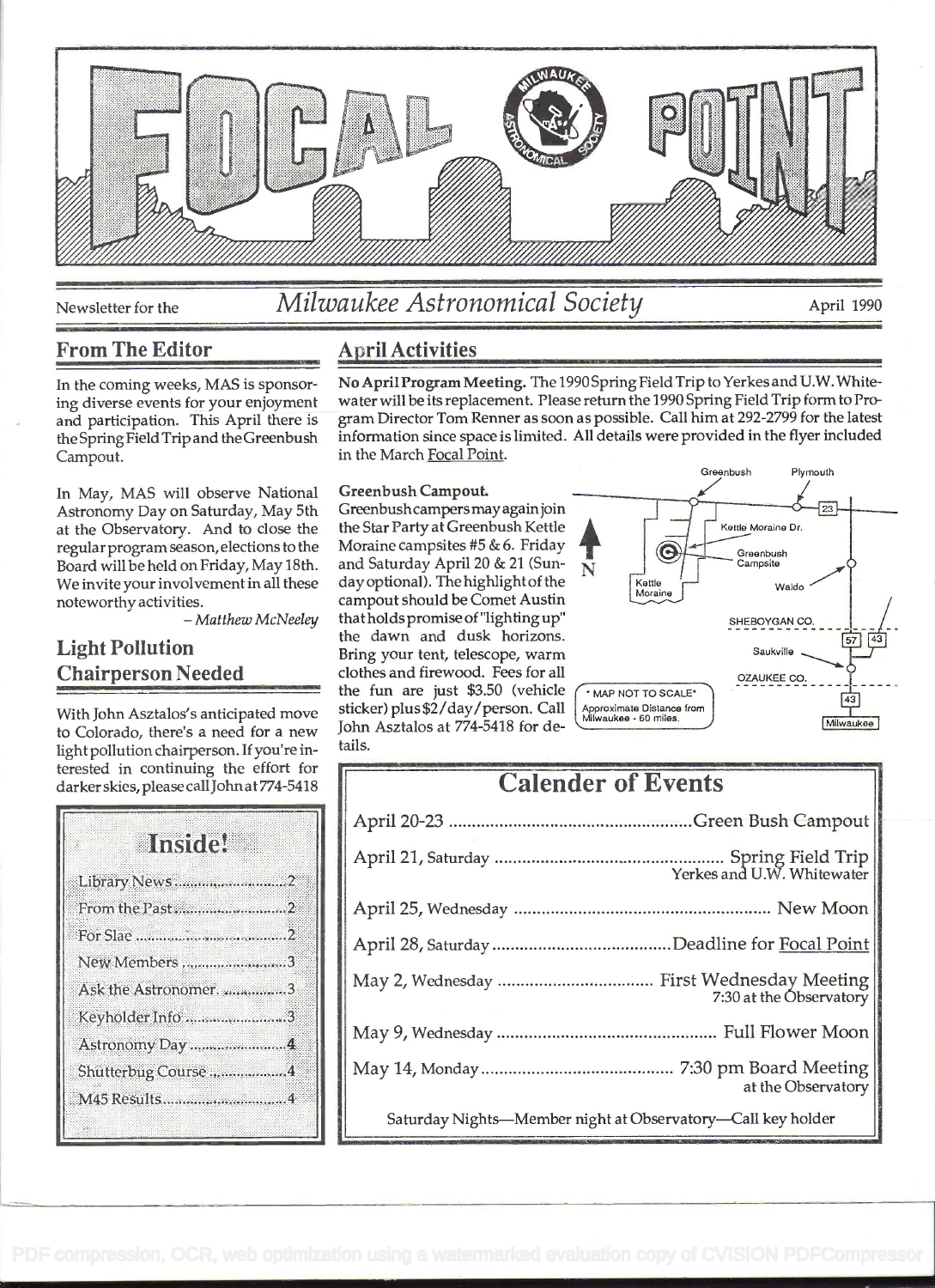# FOCAL POINT

Newsletter for the *Milwaukee Astronomical Society* April 1990

## From The Editor

In the coming weeks, MAS is sponsoring diverse events for your enjoyment and participation. This April there is the Spring Field Trip and the Greenbush Campout.

In May, MAS will observe National Astronomy Day on Saturday, May 5th at the Observatory. And to close the regular program season, elections to the Board will be held on Friday, May 18th. We invite your involvement in all these noteworthy activities.

*– Matthew McNeeley*

## Light Pollution Chairperson Needed

With John Asztalos's anticipated move to Colorado, there's a need for a new light pollution chairperson. If you're interested in continuing the effort for darker skies, please call John at 774-5418

### Inside!

- Library News ........ 2
- From the Past ........ 2
- For Slae ........ 2
- New Members ........ 3
- Ask the Astronomer ........ 3
- Keyholder Info ........ 3
- Astronomy Day ........ 4
- Shutterbug Course ........ 4
- M45 Results ........ 4

## April Activities

**No April Program Meeting.** The 1990 Spring Field Trip to Yerkes and U.W. Whitewater will be its replacement. Please return the 1990 Spring Field Trip form to Program Director Tom Renner as soon as possible. Call him at 292-2799 for the latest information since space is limited. All details were provided in the flyer included in the March Focal Point.

**Greenbush Campout.**
Greenbush campers may again join the Star Party at Greenbush Kettle Moraine campsites #5 & 6. Friday and Saturday April 20 & 21 (Sunday optional). The highlight of the campout should be Comet Austin that holds promise of "lighting up" the dawn and dusk horizons. Bring your tent, telescope, warm clothes and firewood. Fees for all the fun are just $3.50 (vehicle sticker) plus $2/day/person. Call John Asztalos at 774-5418 for details.

Map labels: Greenbush, Plymouth, 23, Kettle Moraine Dr., Greenbush Campsite, Kettle Moraine, Waldo, N, SHEBOYGAN CO., 57, 43, Saukville, OZAUKEE CO., 43, Milwaukee, * MAP NOT TO SCALE * Approximate Distance from Milwaukee - 60 miles.

## Calender of Events

- April 20-23 .......... Green Bush Campout
- April 21, Saturday .......... Spring Field Trip — Yerkes and U.W. Whitewater
- April 25, Wednesday .......... New Moon
- April 28, Saturday .......... Deadline for Focal Point
- May 2, Wednesday .......... First Wednesday Meeting — 7:30 at the Observatory
- May 9, Wednesday .......... Full Flower Moon
- May 14, Monday .......... 7:30 pm Board Meeting — at the Observatory

Saturday Nights—Member night at Observatory—Call key holder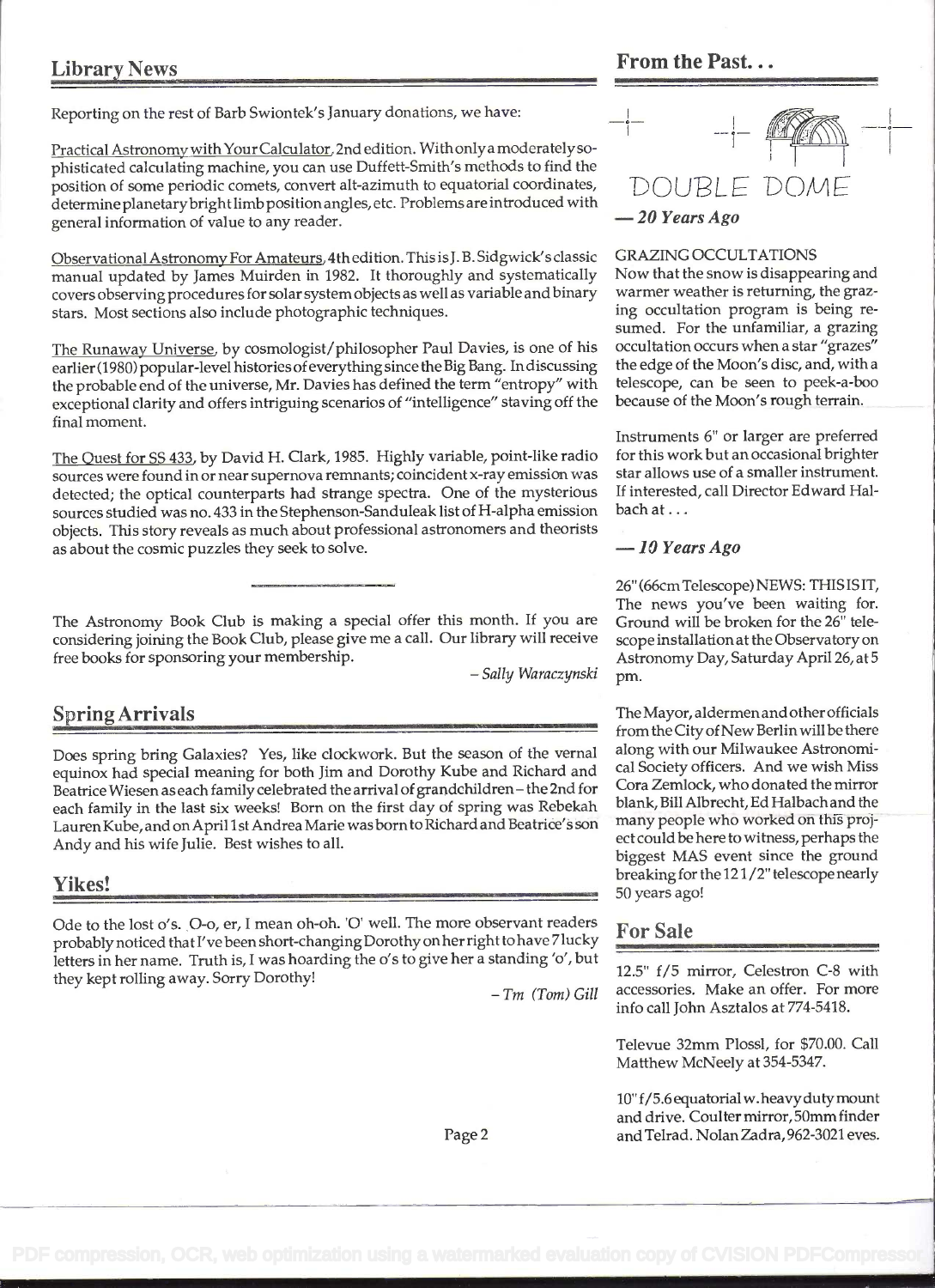## Library News

Reporting on the rest of Barb Swiontek's January donations, we have:

Practical Astronomy with Your Calculator, 2nd edition. With only a moderately sophisticated calculating machine, you can use Duffett-Smith's methods to find the position of some periodic comets, convert alt-azimuth to equatorial coordinates, determine planetary bright limb position angles, etc. Problems are introduced with general information of value to any reader.

Observational Astronomy For Amateurs, 4th edition. This is J. B. Sidgwick's classic manual updated by James Muirden in 1982. It thoroughly and systematically covers observing procedures for solar system objects as well as variable and binary stars. Most sections also include photographic techniques.

The Runaway Universe, by cosmologist/philosopher Paul Davies, is one of his earlier (1980) popular-level histories of everything since the Big Bang. In discussing the probable end of the universe, Mr. Davies has defined the term "entropy" with exceptional clarity and offers intriguing scenarios of "intelligence" staving off the final moment.

The Quest for SS 433, by David H. Clark, 1985. Highly variable, point-like radio sources were found in or near supernova remnants; coincident x-ray emission was detected; the optical counterparts had strange spectra. One of the mysterious sources studied was no. 433 in the Stephenson-Sanduleak list of H-alpha emission objects. This story reveals as much about professional astronomers and theorists as about the cosmic puzzles they seek to solve.

---

The Astronomy Book Club is making a special offer this month. If you are considering joining the Book Club, please give me a call. Our library will receive free books for sponsoring your membership.

*– Sally Waraczynski*

## Spring Arrivals

Does spring bring Galaxies? Yes, like clockwork. But the season of the vernal equinox had special meaning for both Jim and Dorothy Kube and Richard and Beatrice Wiesen as each family celebrated the arrival of grandchildren – the 2nd for each family in the last six weeks! Born on the first day of spring was Rebekah Lauren Kube, and on April 1st Andrea Marie was born to Richard and Beatrice's son Andy and his wife Julie. Best wishes to all.

## Yikes!

Ode to the lost o's. O-o, er, I mean oh-oh. 'O' well. The more observant readers probably noticed that I've been short-changing Dorothy on her right to have 7 lucky letters in her name. Truth is, I was hoarding the o's to give her a standing 'o', but they kept rolling away. Sorry Dorothy!

*– Tm (Tom) Gill*

## From the Past...

DOUBLE DOME

### — 20 Years Ago

GRAZING OCCULTATIONS

Now that the snow is disappearing and warmer weather is returning, the grazing occultation program is being resumed. For the unfamiliar, a grazing occultation occurs when a star "grazes" the edge of the Moon's disc, and, with a telescope, can be seen to peek-a-boo because of the Moon's rough terrain.

Instruments 6" or larger are preferred for this work but an occasional brighter star allows use of a smaller instrument. If interested, call Director Edward Halbach at . . .

### — 10 Years Ago

26" (66cm Telescope) NEWS: THIS IS IT, The news you've been waiting for. Ground will be broken for the 26" telescope installation at the Observatory on Astronomy Day, Saturday April 26, at 5 pm.

The Mayor, aldermen and other officials from the City of New Berlin will be there along with our Milwaukee Astronomical Society officers. And we wish Miss Cora Zemlock, who donated the mirror blank, Bill Albrecht, Ed Halbach and the many people who worked on this project could be here to witness, perhaps the biggest MAS event since the ground breaking for the 12 1/2" telescope nearly 50 years ago!

## For Sale

12.5" f/5 mirror, Celestron C-8 with accessories. Make an offer. For more info call John Asztalos at 774-5418.

Televue 32mm Plossl, for $70.00. Call Matthew McNeely at 354-5347.

10" f/5.6 equatorial w. heavy duty mount and drive. Coulter mirror, 50mm finder and Telrad. Nolan Zadra, 962-3021 eves.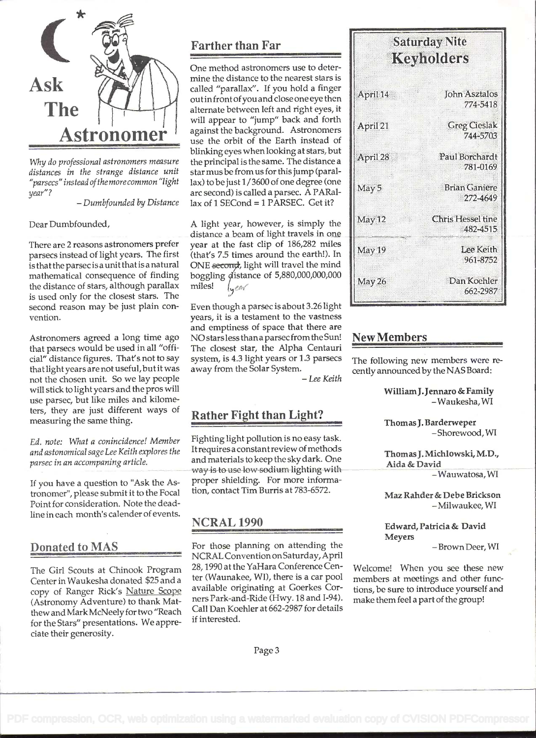# Ask The Astronomer

*Why do professional astronomers measure distances in the strange distance unit "parsecs" instead of the more common "light year"?*

*– Dumbfounded by Distance*

Dear Dumbfounded,

There are 2 reasons astronomers prefer parsecs instead of light years. The first is that the parsec is a unit that is a natural mathematical consequence of finding the distance of stars, although parallax is used only for the closest stars. The second reason may be just plain convention.

Astronomers agreed a long time ago that parsecs would be used in all "official" distance figures. That's not to say that light years are not useful, but it was not the chosen unit. So we lay people will stick to light years and the pros will use parsec, but like miles and kilometers, they are just different ways of measuring the same thing.

*Ed. note: What a conincidence! Member and astonomical sage Lee Keith explores the parsec in an accompanying article.*

If you have a question to "Ask the Astronomer", please submit it to the Focal Point for consideration. Note the deadline in each month's calender of events.

## Donated to MAS

The Girl Scouts at Chinook Program Center in Waukesha donated $25 and a copy of Ranger Rick's Nature Scope (Astronomy Adventure) to thank Matthew and Mark McNeely for two "Reach for the Stars" presentations. We appreciate their generosity.

## Farther than Far

One method astronomers use to determine the distance to the nearest stars is called "parallax". If you hold a finger out in front of you and close one eye then alternate between left and right eyes, it will appear to "jump" back and forth against the background. Astronomers use the orbit of the Earth instead of blinking eyes when looking at stars, but the principal is the same. The distance a star mus be from us for this jump (parallax) to be just 1/3600 of one degree (one arc second) is called a parsec. A PARallax of 1 SECond = 1 PARSEC. Get it?

A light year, however, is simply the distance a beam of light travels in one year at the fast clip of 186,282 miles (that's 7.5 times around the earth!). In ONE ~~second~~ year, light will travel the mind boggling distance of 5,880,000,000,000 miles!

Even though a parsec is about 3.26 light years, it is a testament to the vastness and emptiness of space that there are NO stars less than a parsec from the Sun! The closest star, the Alpha Centauri system, is 4.3 light years or 1.3 parsecs away from the Solar System.

*– Lee Keith*

## Rather Fight than Light?

Fighting light pollution is no easy task. It requires a constant review of methods and materials to keep the sky dark. One way is to use low-sodium lighting with proper shielding. For more information, contact Tim Burris at 783-6572.

## NCRAL 1990

For those planning on attending the NCRAL Convention on Saturday, April 28, 1990 at the YaHara Conference Center (Waunakee, WI), there is a car pool available originating at Goerkes Corners Park-and-Ride (Hwy. 18 and I-94). Call Dan Koehler at 662-2987 for details if interested.

## Saturday Nite Keyholders

| Date | Keyholder |
|---|---|
| April 14 | John Asztalos 774-5418 |
| April 21 | Greg Cieslak 744-5703 |
| April 28 | Paul Borchardt 781-0169 |
| May 5 | Brian Ganiere 272-4649 |
| May 12 | Chris Hessel tine 482-4515 |
| May 19 | Lee Keith 961-8752 |
| May 26 | Dan Koehler 662-2987 |

## New Members

The following new members were recently announced by the NAS Board:

**William J. Jennaro & Family**
– Waukesha, WI

**Thomas J. Barderweper**
– Shorewood, WI

**Thomas J. Michlowski, M.D., Aida & David**
– Wauwatosa, WI

**Maz Rahder & Debe Brickson**
– Milwaukee, WI

**Edward, Patricia & David Meyers**
– Brown Deer, WI

Welcome! When you see these new members at meetings and other functions, be sure to introduce yourself and make them feel a part of the group!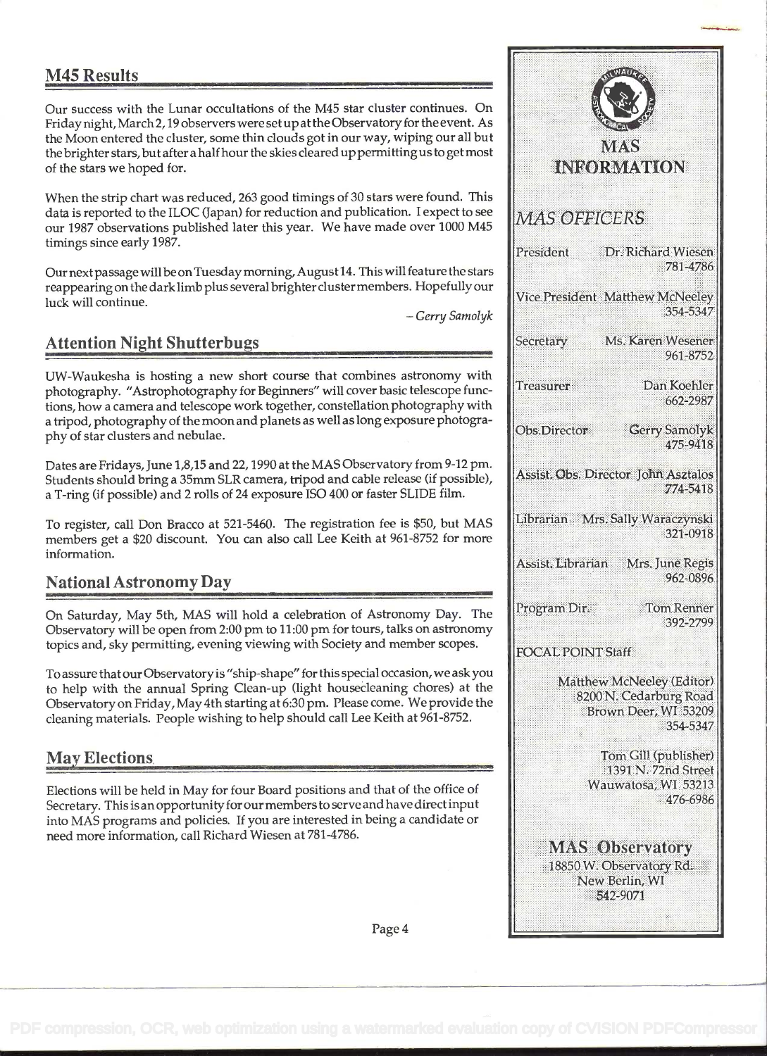## M45 Results

Our success with the Lunar occultations of the M45 star cluster continues. On Friday night, March 2, 19 observers were set up at the Observatory for the event. As the Moon entered the cluster, some thin clouds got in our way, wiping our all but the brighter stars, but after a half hour the skies cleared up permitting us to get most of the stars we hoped for.

When the strip chart was reduced, 263 good timings of 30 stars were found. This data is reported to the ILOC (Japan) for reduction and publication. I expect to see our 1987 observations published later this year. We have made over 1000 M45 timings since early 1987.

Our next passage will be on Tuesday morning, August 14. This will feature the stars reappearing on the dark limb plus several brighter cluster members. Hopefully our luck will continue.

*– Gerry Samolyk*

## Attention Night Shutterbugs

UW-Waukesha is hosting a new short course that combines astronomy with photography. "Astrophotography for Beginners" will cover basic telescope functions, how a camera and telescope work together, constellation photography with a tripod, photography of the moon and planets as well as long exposure photography of star clusters and nebulae.

Dates are Fridays, June 1,8,15 and 22, 1990 at the MAS Observatory from 9-12 pm. Students should bring a 35mm SLR camera, tripod and cable release (if possible), a T-ring (if possible) and 2 rolls of 24 exposure ISO 400 or faster SLIDE film.

To register, call Don Bracco at 521-5460. The registration fee is $50, but MAS members get a $20 discount. You can also call Lee Keith at 961-8752 for more information.

## National Astronomy Day

On Saturday, May 5th, MAS will hold a celebration of Astronomy Day. The Observatory will be open from 2:00 pm to 11:00 pm for tours, talks on astronomy topics and, sky permitting, evening viewing with Society and member scopes.

To assure that our Observatory is "ship-shape" for this special occasion, we ask you to help with the annual Spring Clean-up (light housecleaning chores) at the Observatory on Friday, May 4th starting at 6:30 pm. Please come. We provide the cleaning materials. People wishing to help should call Lee Keith at 961-8752.

## May Elections

Elections will be held in May for four Board positions and that of the office of Secretary. This is an opportunity for our members to serve and have direct input into MAS programs and policies. If you are interested in being a candidate or need more information, call Richard Wiesen at 781-4786.

## MAS INFORMATION

### MAS OFFICERS

| Position | Name | Phone |
|---|---|---|
| President | Dr. Richard Wiesen | 781-4786 |
| Vice President | Matthew McNeeley | 354-5347 |
| Secretary | Ms. Karen Wesener | 961-8752 |
| Treasurer | Dan Koehler | 662-2987 |
| Obs. Director | Gerry Samolyk | 475-9418 |
| Assist. Obs. Director | John Asztalos | 774-5418 |
| Librarian | Mrs. Sally Waraczynski | 321-0918 |
| Assist. Librarian | Mrs. June Regis | 962-0896 |
| Program Dir. | Tom Renner | 392-2799 |

**FOCAL POINT Staff**

Matthew McNeeley (Editor)
8200 N. Cedarburg Road
Brown Deer, WI 53209
354-5347

Tom Gill (publisher)
1391 N. 72nd Street
Wauwatosa, WI 53213
476-6986

**MAS Observatory**
18850 W. Observatory Rd.
New Berlin, WI
542-9071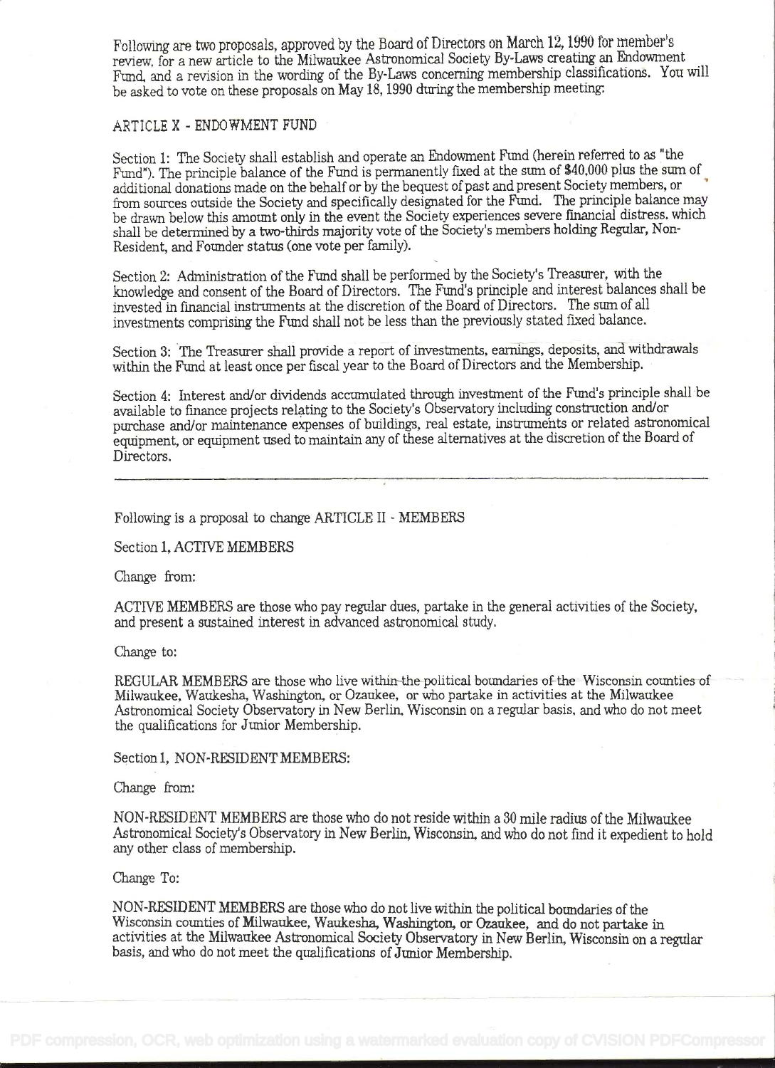Following are two proposals, approved by the Board of Directors on March 12, 1990 for member's review, for a new article to the Milwaukee Astronomical Society By-Laws creating an Endowment Fund, and a revision in the wording of the By-Laws concerning membership classifications. You will be asked to vote on these proposals on May 18, 1990 during the membership meeting:

## ARTICLE X - ENDOWMENT FUND

Section 1: The Society shall establish and operate an Endowment Fund (herein referred to as "the Fund"). The principle balance of the Fund is permanently fixed at the sum of $40,000 plus the sum of additional donations made on the behalf or by the bequest of past and present Society members, or from sources outside the Society and specifically designated for the Fund. The principle balance may be drawn below this amount only in the event the Society experiences severe financial distress, which shall be determined by a two-thirds majority vote of the Society's members holding Regular, Non-Resident, and Founder status (one vote per family).

Section 2: Administration of the Fund shall be performed by the Society's Treasurer, with the knowledge and consent of the Board of Directors. The Fund's principle and interest balances shall be invested in financial instruments at the discretion of the Board of Directors. The sum of all investments comprising the Fund shall not be less than the previously stated fixed balance.

Section 3: The Treasurer shall provide a report of investments, earnings, deposits, and withdrawals within the Fund at least once per fiscal year to the Board of Directors and the Membership.

Section 4: Interest and/or dividends accumulated through investment of the Fund's principle shall be available to finance projects relating to the Society's Observatory including construction and/or purchase and/or maintenance expenses of buildings, real estate, instruments or related astronomical equipment, or equipment used to maintain any of these alternatives at the discretion of the Board of Directors.

---

Following is a proposal to change ARTICLE II - MEMBERS

Section 1, ACTIVE MEMBERS

Change from:

ACTIVE MEMBERS are those who pay regular dues, partake in the general activities of the Society, and present a sustained interest in advanced astronomical study.

Change to:

REGULAR MEMBERS are those who live within the political boundaries of the Wisconsin counties of Milwaukee, Waukesha, Washington, or Ozaukee, or who partake in activities at the Milwaukee Astronomical Society Observatory in New Berlin, Wisconsin on a regular basis, and who do not meet the qualifications for Junior Membership.

Section 1, NON-RESIDENT MEMBERS:

Change from:

NON-RESIDENT MEMBERS are those who do not reside within a 30 mile radius of the Milwaukee Astronomical Society's Observatory in New Berlin, Wisconsin, and who do not find it expedient to hold any other class of membership.

Change To:

NON-RESIDENT MEMBERS are those who do not live within the political boundaries of the Wisconsin counties of Milwaukee, Waukesha, Washington, or Ozaukee, and do not partake in activities at the Milwaukee Astronomical Society Observatory in New Berlin, Wisconsin on a regular basis, and who do not meet the qualifications of Junior Membership.